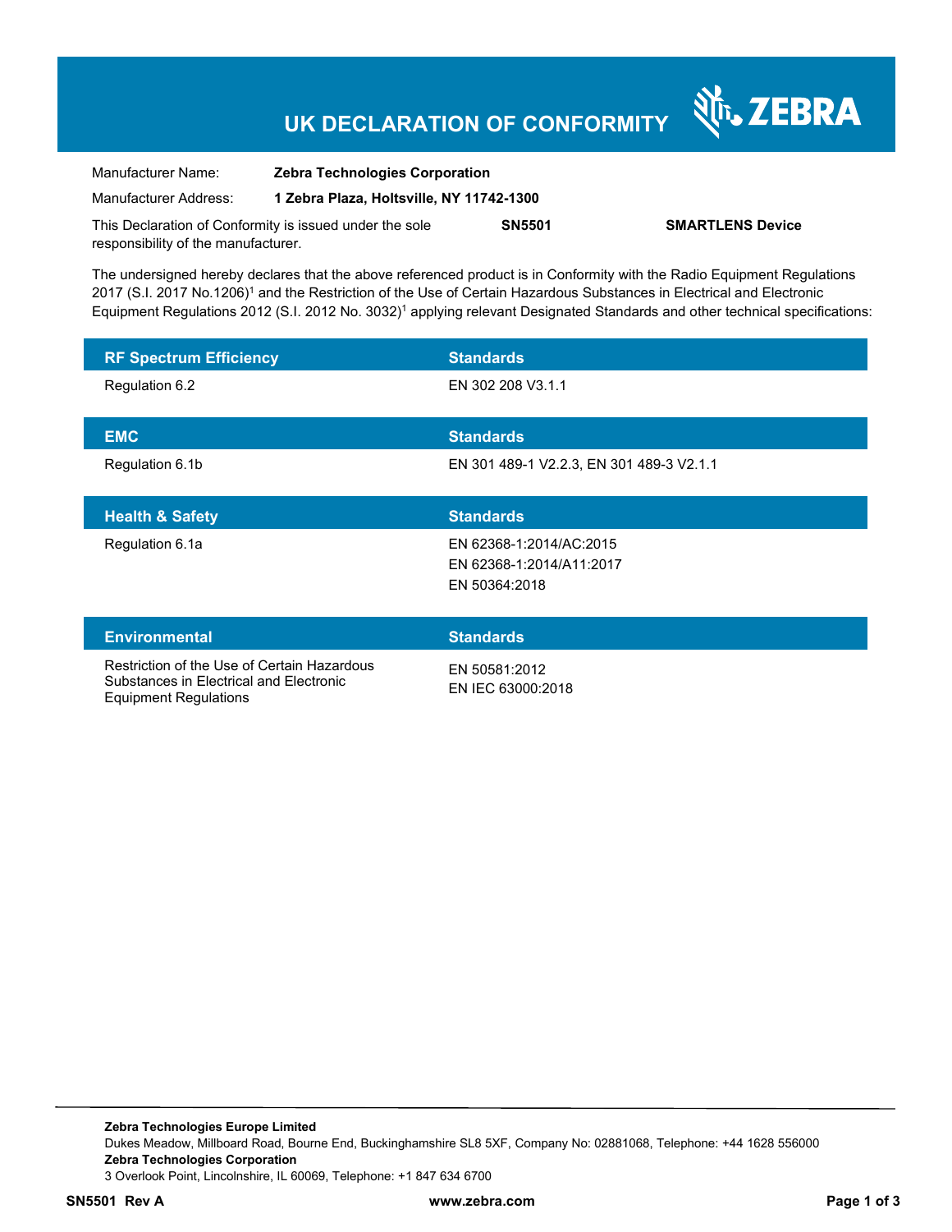# UK DECLARATION OF CONFORMITY

ZEBRA

Manufacturer Name: **Zebra Technologies Corporation**

Manufacturer Address: **1 Zebra Plaza, Holtsville, NY 11742-1300**

This Declaration of Conformity is issued under the sole responsibility of the manufacturer. **SN5501** **SMARTLENS Device**

The undersigned hereby declares that the above referenced product is in Conformity with the Radio Equipment Regulations 2017 (S.I. 2017 No.1206)[1] and the Restriction of the Use of Certain Hazardous Substances in Electrical and Electronic Equipment Regulations 2012 (S.I. 2012 No. 3032)[1] applying relevant Designated Standards and other technical specifications:

| RF Spectrum Efficiency | Standards |
|---|---|
| Regulation 6.2 | EN 302 208 V3.1.1 |

| EMC | Standards |
|---|---|
| Regulation 6.1b | EN 301 489-1 V2.2.3, EN 301 489-3 V2.1.1 |

| Health & Safety | Standards |
|---|---|
| Regulation 6.1a | EN 62368-1:2014/AC:2015<br>EN 62368-1:2014/A11:2017<br>EN 50364:2018 |

| Environmental | Standards |
|---|---|
| Restriction of the Use of Certain Hazardous Substances in Electrical and Electronic Equipment Regulations | EN 50581:2012<br>EN IEC 63000:2018 |

**Zebra Technologies Europe Limited**
Dukes Meadow, Millboard Road, Bourne End, Buckinghamshire SL8 5XF, Company No: 02881068, Telephone: +44 1628 556000
**Zebra Technologies Corporation**
3 Overlook Point, Lincolnshire, IL 60069, Telephone: +1 847 634 6700

**SN5501 Rev A** **www.zebra.com**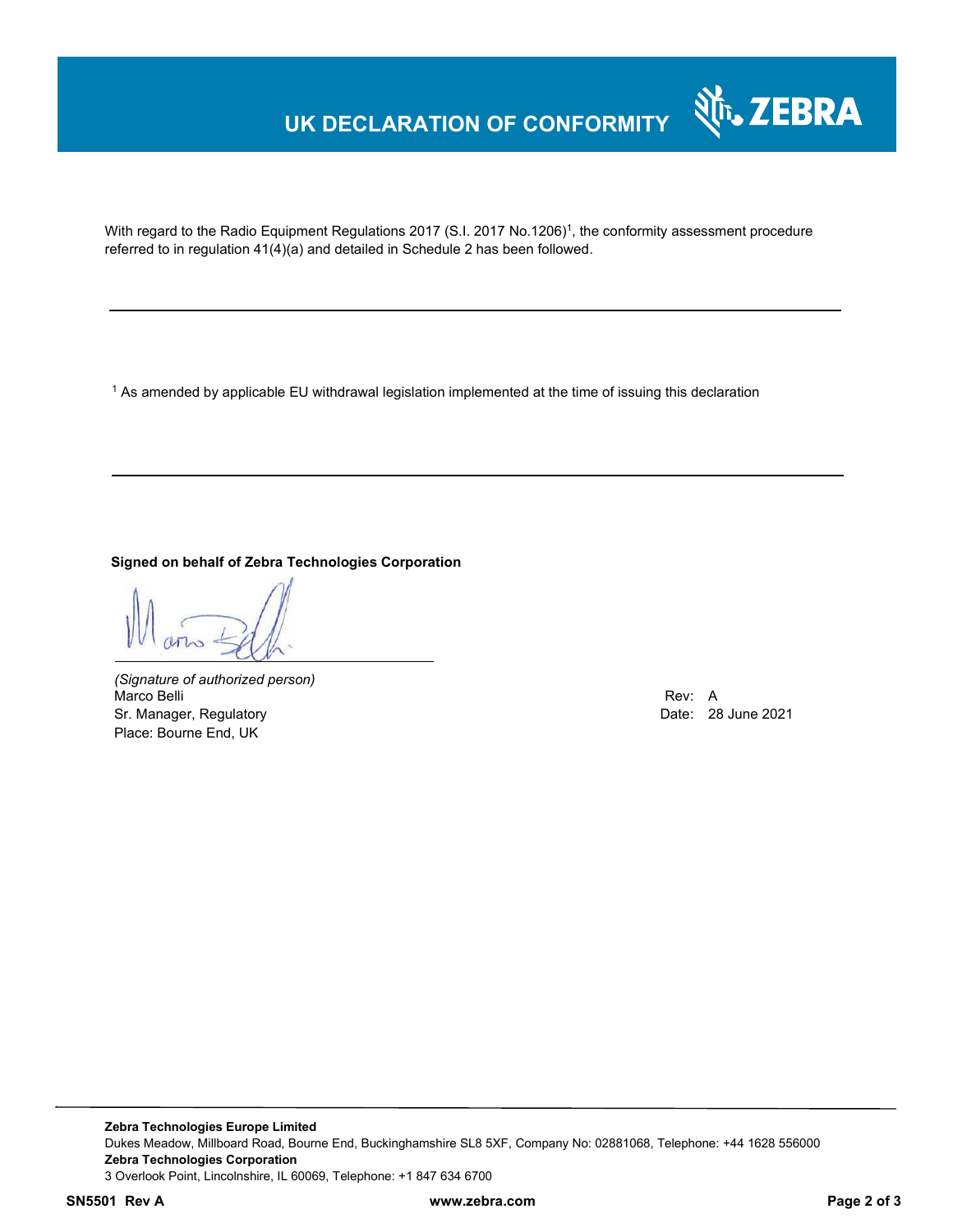# UK DECLARATION OF CONFORMITY

With regard to the Radio Equipment Regulations 2017 (S.I. 2017 No.1206)[1], the conformity assessment procedure referred to in regulation 41(4)(a) and detailed in Schedule 2 has been followed.

---

[1] As amended by applicable EU withdrawal legislation implemented at the time of issuing this declaration

---

**Signed on behalf of Zebra Technologies Corporation**

*(Signature of authorized person)*
Marco Belli
Sr. Manager, Regulatory
Place: Bourne End, UK

Rev: A
Date: 28 June 2021

**Zebra Technologies Europe Limited**
Dukes Meadow, Millboard Road, Bourne End, Buckinghamshire SL8 5XF, Company No: 02881068, Telephone: +44 1628 556000
**Zebra Technologies Corporation**
3 Overlook Point, Lincolnshire, IL 60069, Telephone: +1 847 634 6700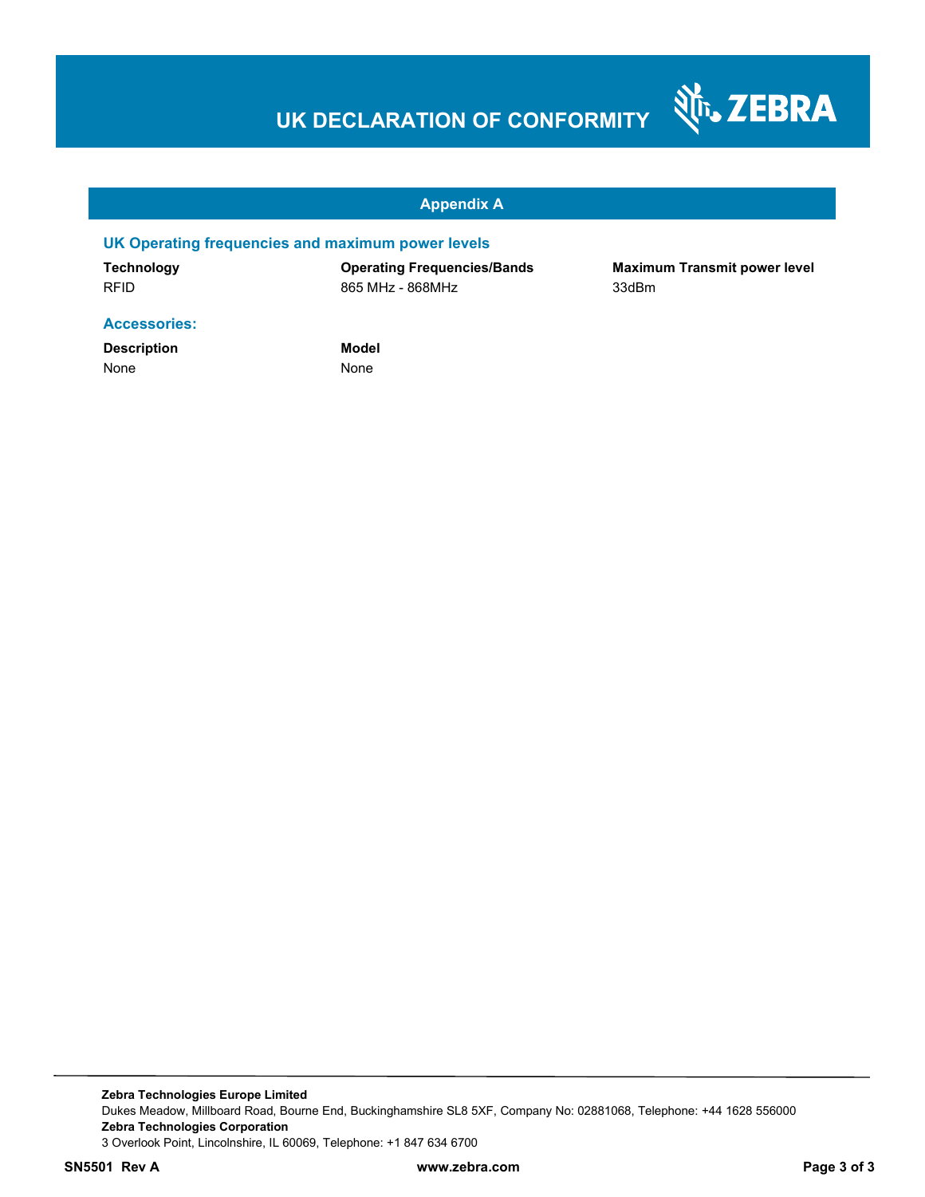# UK DECLARATION OF CONFORMITY

## Appendix A

### UK Operating frequencies and maximum power levels

| Technology | Operating Frequencies/Bands | Maximum Transmit power level |
|---|---|---|
| RFID | 865 MHz - 868MHz | 33dBm |

### Accessories:

| Description | Model |
|---|---|
| None | None |

**Zebra Technologies Europe Limited**
Dukes Meadow, Millboard Road, Bourne End, Buckinghamshire SL8 5XF, Company No: 02881068, Telephone: +44 1628 556000
**Zebra Technologies Corporation**
3 Overlook Point, Lincolnshire, IL 60069, Telephone: +1 847 634 6700

**SN5501 Rev A** **www.zebra.com**